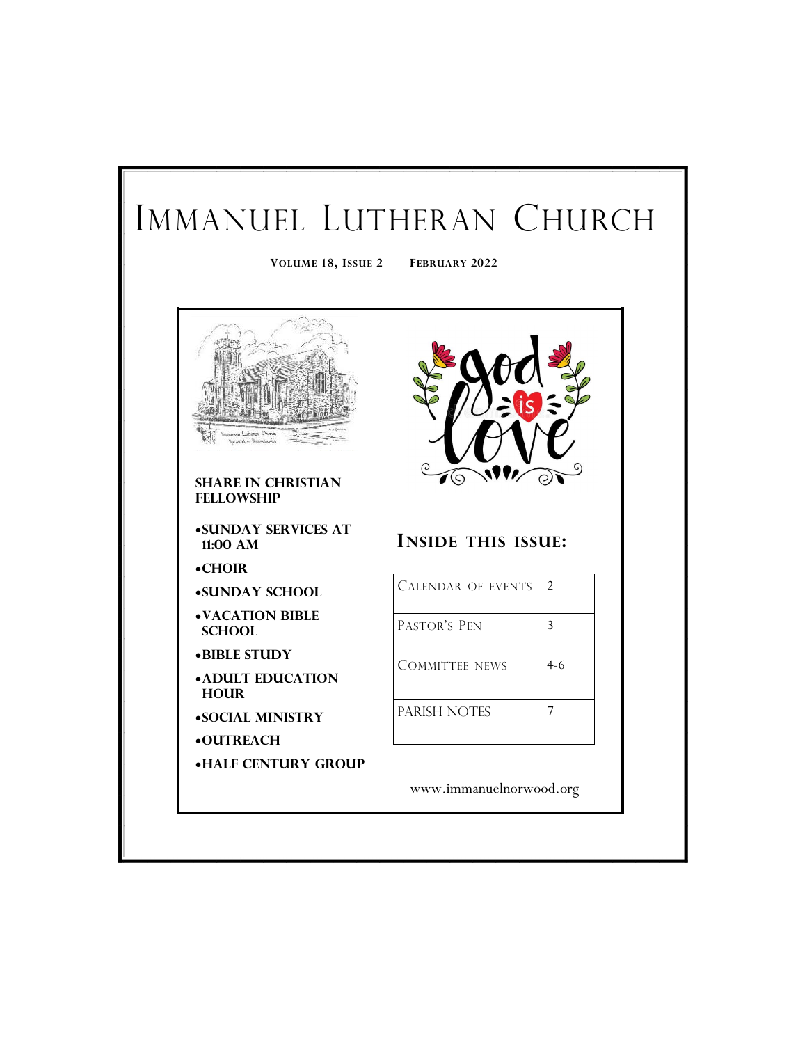# Immanuel Lutheran Church

**Volume 18, Issue 2 February 2022**

**SHARE IN CHRISTIAN FELLOWSHIP**

- **SUNDAY SERVICES AT 11:00 AM**
- **CHOIR**
- **SUNDAY SCHOOL**
- **VACATION BIBLE SCHOOL**
- **BIBLE STUDY**
- **ADULT EDUCATION HOUR**
- **SOCIAL MINISTRY**
- **OUTREACH**
- **HALF CENTURY GROUP**

god is love

## Inside this issue:

| | |
|---|---|
| Calendar of Events | 2 |
| Pastor's Pen | 3 |
| Committee News | 4-6 |
| PARISH NOTES | 7 |

www.immanuelnorwood.org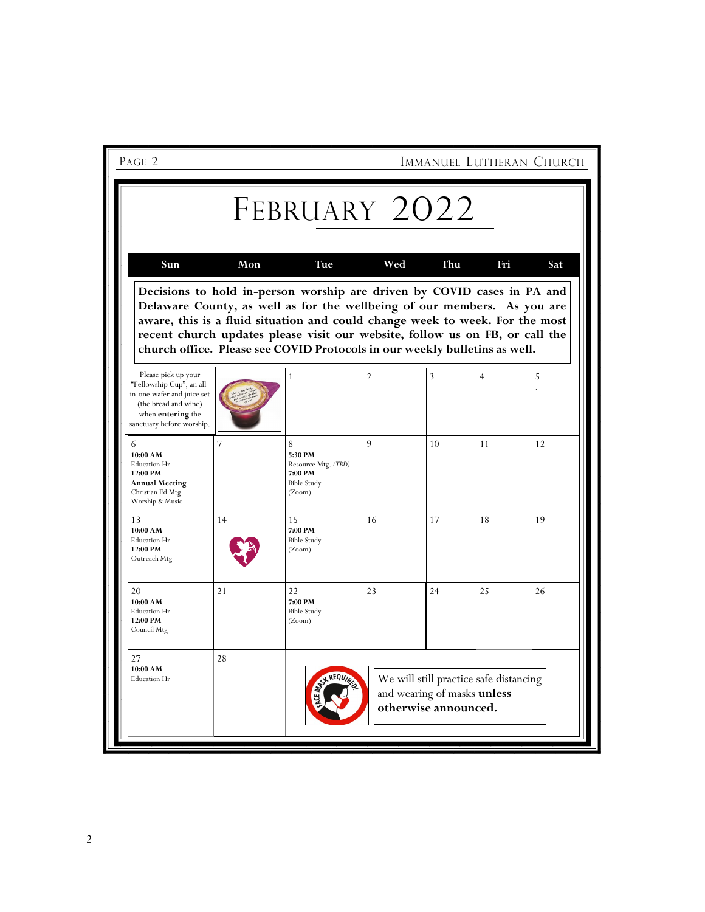# FEBRUARY 2022

| Sun | Mon | Tue | Wed | Thu | Fri | Sat |
|---|---|---|---|---|---|---|
| Please pick up your "Fellowship Cup", an all-in-one wafer and juice set (the bread and wine) when **entering** the sanctuary before worship. | | 1 | 2 | 3 | 4 | 5 |
| 6<br>**10:00 AM**<br>Education Hr<br>**12:00 PM**<br>**Annual Meeting**<br>Christian Ed Mtg<br>Worship & Music | 7 | 8<br>**5:30 PM**<br>Resource Mtg. *(TBD)*<br>**7:00 PM**<br>Bible Study<br>(Zoom) | 9 | 10 | 11 | 12 |
| 13<br>**10:00 AM**<br>Education Hr<br>**12:00 PM**<br>Outreach Mtg | 14 | 15<br>**7:00 PM**<br>Bible Study<br>(Zoom) | 16 | 17 | 18 | 19 |
| 20<br>**10:00 AM**<br>Education Hr<br>**12:00 PM**<br>Council Mtg | 21 | 22<br>**7:00 PM**<br>Bible Study<br>(Zoom) | 23 | 24 | 25 | 26 |
| 27<br>**10:00 AM**<br>Education Hr | 28 | | | | | |

**Decisions to hold in-person worship are driven by COVID cases in PA and Delaware County, as well as for the wellbeing of our members. As you are aware, this is a fluid situation and could change week to week. For the most recent church updates please visit our website, follow us on FB, or call the church office. Please see COVID Protocols in our weekly bulletins as well.**

We will still practice safe distancing and wearing of masks **unless otherwise announced.**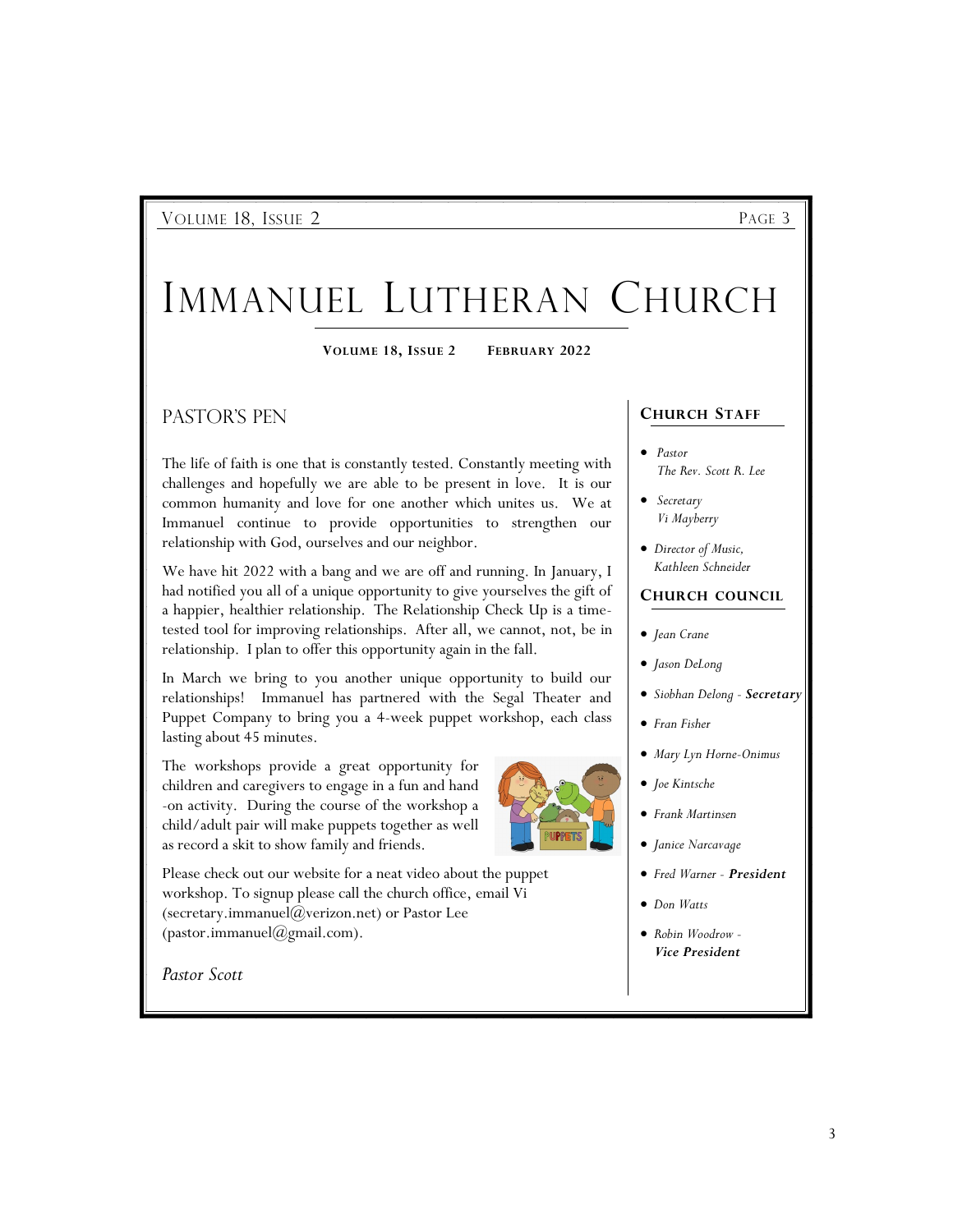# Immanuel Lutheran Church

**Volume 18, Issue 2     February 2022**

## Pastor's Pen

The life of faith is one that is constantly tested. Constantly meeting with challenges and hopefully we are able to be present in love. It is our common humanity and love for one another which unites us. We at Immanuel continue to provide opportunities to strengthen our relationship with God, ourselves and our neighbor.

We have hit 2022 with a bang and we are off and running. In January, I had notified you all of a unique opportunity to give yourselves the gift of a happier, healthier relationship. The Relationship Check Up is a time-tested tool for improving relationships. After all, we cannot, not, be in relationship. I plan to offer this opportunity again in the fall.

In March we bring to you another unique opportunity to build our relationships! Immanuel has partnered with the Segal Theater and Puppet Company to bring you a 4-week puppet workshop, each class lasting about 45 minutes.

The workshops provide a great opportunity for children and caregivers to engage in a fun and hand-on activity. During the course of the workshop a child/adult pair will make puppets together as well as record a skit to show family and friends.

Please check out our website for a neat video about the puppet workshop. To signup please call the church office, email Vi (secretary.immanuel@verizon.net) or Pastor Lee (pastor.immanuel@gmail.com).

*Pastor Scott*

### Church Staff

- *Pastor*
  *The Rev. Scott R. Lee*
- *Secretary*
  *Vi Mayberry*
- *Director of Music,*
  *Kathleen Schneider*

### Church Council

- *Jean Crane*
- *Jason DeLong*
- *Siobhan Delong* - ***Secretary***
- *Fran Fisher*
- *Mary Lyn Horne-Onimus*
- *Joe Kintsche*
- *Frank Martinsen*
- *Janice Narcavage*
- *Fred Warner* - ***President***
- *Don Watts*
- *Robin Woodrow* - ***Vice President***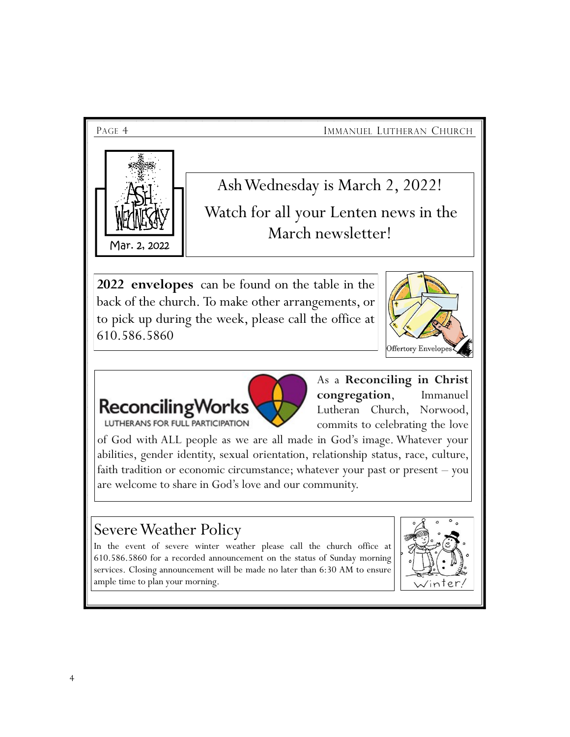Ash Wednesday is March 2, 2022!

Watch for all your Lenten news in the March newsletter!

**2022 envelopes** can be found on the table in the back of the church. To make other arrangements, or to pick up during the week, please call the office at 610.586.5860

As a **Reconciling in Christ congregation**, Immanuel Lutheran Church, Norwood, commits to celebrating the love of God with ALL people as we are all made in God's image. Whatever your abilities, gender identity, sexual orientation, relationship status, race, culture, faith tradition or economic circumstance; whatever your past or present – you are welcome to share in God's love and our community.

## Severe Weather Policy

In the event of severe winter weather please call the church office at 610.586.5860 for a recorded announcement on the status of Sunday morning services. Closing announcement will be made no later than 6:30 AM to ensure ample time to plan your morning.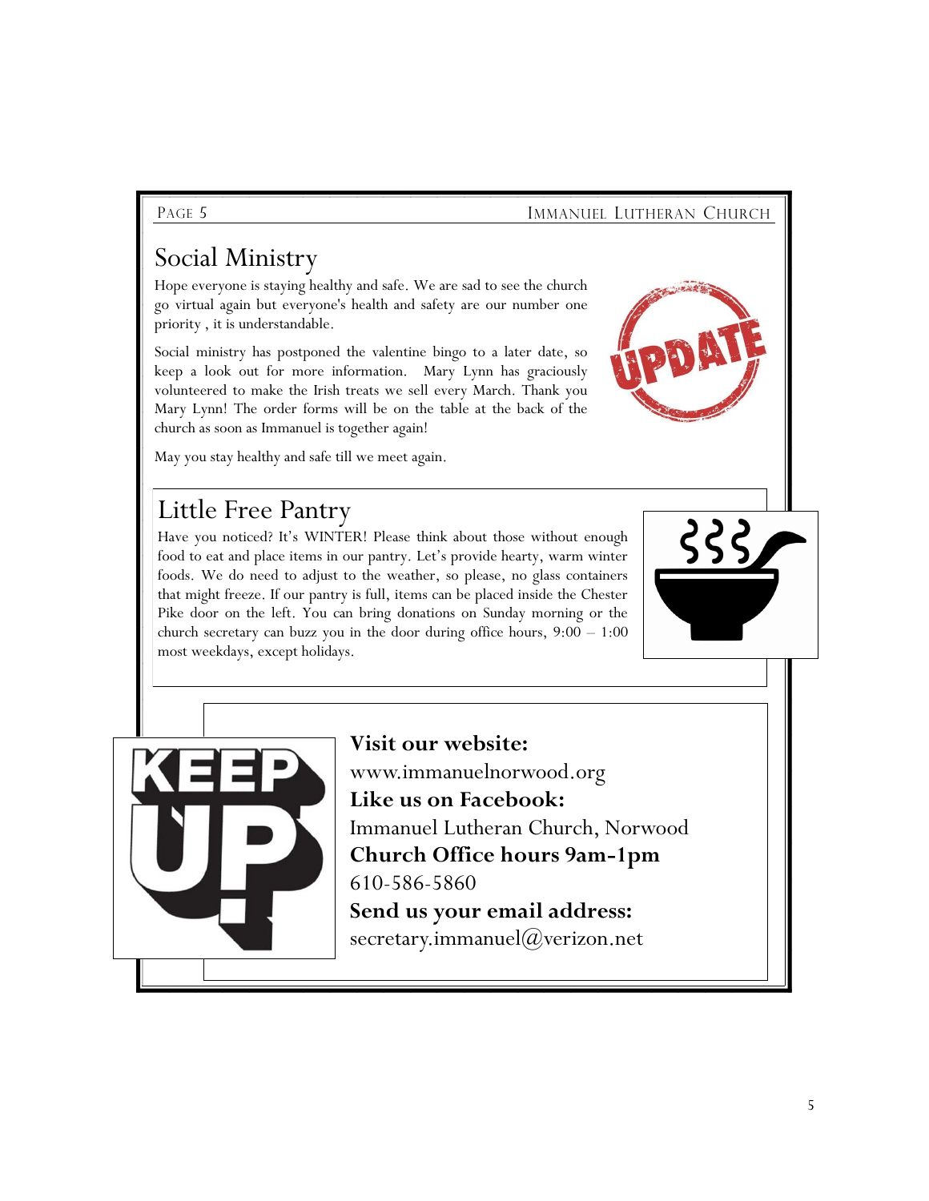## Social Ministry

Hope everyone is staying healthy and safe. We are sad to see the church go virtual again but everyone's health and safety are our number one priority , it is understandable.

Social ministry has postponed the valentine bingo to a later date, so keep a look out for more information. Mary Lynn has graciously volunteered to make the Irish treats we sell every March. Thank you Mary Lynn! The order forms will be on the table at the back of the church as soon as Immanuel is together again!

May you stay healthy and safe till we meet again.

## Little Free Pantry

Have you noticed? It's WINTER! Please think about those without enough food to eat and place items in our pantry. Let's provide hearty, warm winter foods. We do need to adjust to the weather, so please, no glass containers that might freeze. If our pantry is full, items can be placed inside the Chester Pike door on the left. You can bring donations on Sunday morning or the church secretary can buzz you in the door during office hours, 9:00 – 1:00 most weekdays, except holidays.

**Visit our website:**
www.immanuelnorwood.org
**Like us on Facebook:**
Immanuel Lutheran Church, Norwood
**Church Office hours 9am-1pm**
610-586-5860
**Send us your email address:**
secretary.immanuel@verizon.net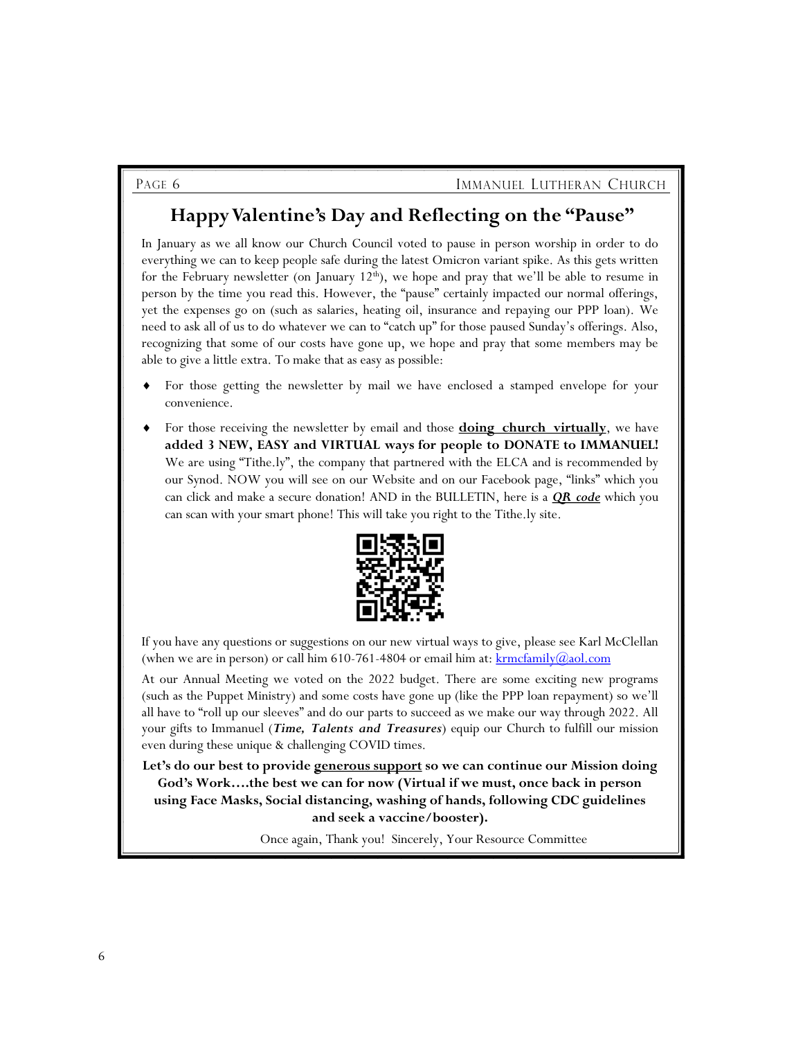## Happy Valentine's Day and Reflecting on the "Pause"

In January as we all know our Church Council voted to pause in person worship in order to do everything we can to keep people safe during the latest Omicron variant spike. As this gets written for the February newsletter (on January 12th), we hope and pray that we'll be able to resume in person by the time you read this. However, the "pause" certainly impacted our normal offerings, yet the expenses go on (such as salaries, heating oil, insurance and repaying our PPP loan). We need to ask all of us to do whatever we can to "catch up" for those paused Sunday's offerings. Also, recognizing that some of our costs have gone up, we hope and pray that some members may be able to give a little extra. To make that as easy as possible:

- For those getting the newsletter by mail we have enclosed a stamped envelope for your convenience.
- For those receiving the newsletter by email and those **doing church virtually**, we have **added 3 NEW, EASY and VIRTUAL ways for people to DONATE to IMMANUEL!** We are using "Tithe.ly", the company that partnered with the ELCA and is recommended by our Synod. NOW you will see on our Website and on our Facebook page, "links" which you can click and make a secure donation! AND in the BULLETIN, here is a ***QR code*** which you can scan with your smart phone! This will take you right to the Tithe.ly site.

If you have any questions or suggestions on our new virtual ways to give, please see Karl McClellan (when we are in person) or call him 610-761-4804 or email him at: krmcfamily@aol.com

At our Annual Meeting we voted on the 2022 budget. There are some exciting new programs (such as the Puppet Ministry) and some costs have gone up (like the PPP loan repayment) so we'll all have to "roll up our sleeves" and do our parts to succeed as we make our way through 2022. All your gifts to Immanuel (***Time, Talents and Treasures***) equip our Church to fulfill our mission even during these unique & challenging COVID times.

**Let's do our best to provide generous support so we can continue our Mission doing God's Work….the best we can for now (Virtual if we must, once back in person using Face Masks, Social distancing, washing of hands, following CDC guidelines and seek a vaccine/booster).**

Once again, Thank you! Sincerely, Your Resource Committee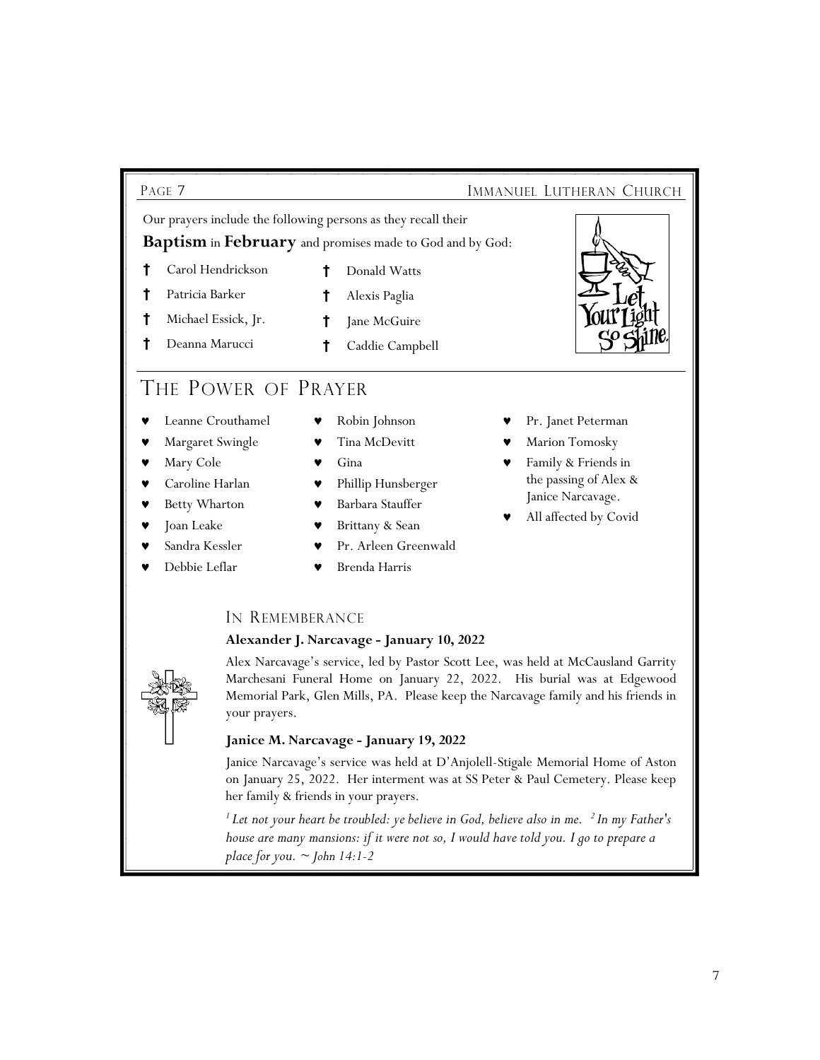Our prayers include the following persons as they recall their **Baptism** in **February** and promises made to God and by God:

- † Carol Hendrickson
- † Patricia Barker
- † Michael Essick, Jr.
- † Deanna Marucci
- † Donald Watts
- † Alexis Paglia
- † Jane McGuire
- † Caddie Campbell

## The Power of Prayer

- ♥ Leanne Crouthamel
- ♥ Margaret Swingle
- ♥ Mary Cole
- ♥ Caroline Harlan
- ♥ Betty Wharton
- ♥ Joan Leake
- ♥ Sandra Kessler
- ♥ Debbie Leflar
- ♥ Robin Johnson
- ♥ Tina McDevitt
- ♥ Gina
- ♥ Phillip Hunsberger
- ♥ Barbara Stauffer
- ♥ Brittany & Sean
- ♥ Pr. Arleen Greenwald
- ♥ Brenda Harris
- ♥ Pr. Janet Peterman
- ♥ Marion Tomosky
- ♥ Family & Friends in the passing of Alex & Janice Narcavage.
- ♥ All affected by Covid

## In Rememberance

**Alexander J. Narcavage - January 10, 2022**

Alex Narcavage's service, led by Pastor Scott Lee, was held at McCausland Garrity Marchesani Funeral Home on January 22, 2022. His burial was at Edgewood Memorial Park, Glen Mills, PA. Please keep the Narcavage family and his friends in your prayers.

**Janice M. Narcavage - January 19, 2022**

Janice Narcavage's service was held at D'Anjolell-Stigale Memorial Home of Aston on January 25, 2022. Her interment was at SS Peter & Paul Cemetery. Please keep her family & friends in your prayers.

*[1] Let not your heart be troubled: ye believe in God, believe also in me. [2] In my Father's house are many mansions: if it were not so, I would have told you. I go to prepare a place for you. ~ John 14:1-2*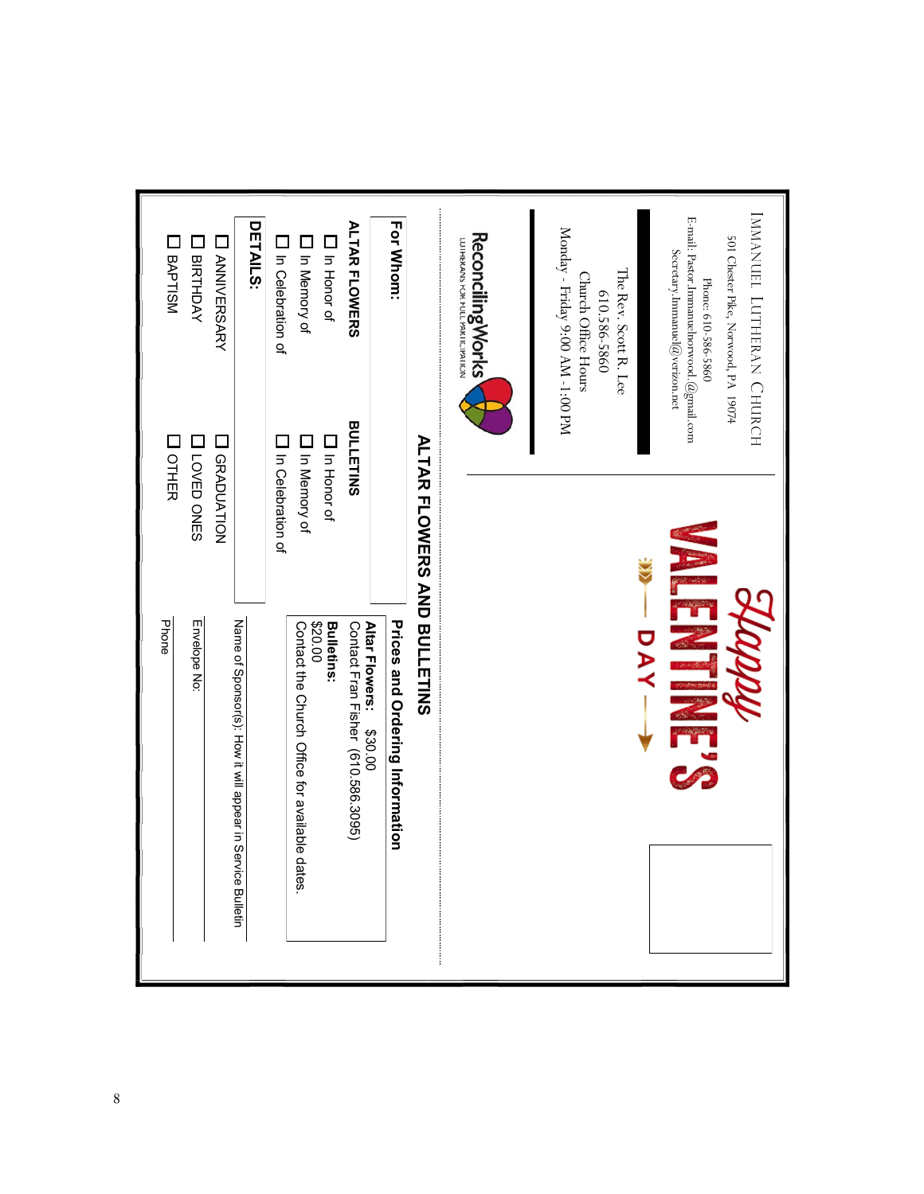# Immanuel Lutheran Church

501 Chester Pike, Norwood, PA 19074

Phone: 610-586-5860

E-mail: Pastor.Immanuelnorwood.@gmail.com

Secretary.Immanuel@verizon.net

The Rev. Scott R. Lee

610.586-5860

Church Office Hours

Monday - Friday 9:00 AM -1:00 PM

ReconcilingWorks

LUTHERANS FOR FULL PARTICIPATION

Happy VALENTINE'S DAY

## ALTAR FLOWERS AND BULLETINS

**For Whom:**

**ALTAR FLOWERS**

- ☐ In Honor of
- ☐ In Memory of
- ☐ In Celebration of

**BULLETINS**

- ☐ In Honor of
- ☐ In Memory of
- ☐ In Celebration of

**DETAILS:**

- ☐ ANNIVERSARY
- ☐ BIRTHDAY
- ☐ BAPTISM
- ☐ GRADUATION
- ☐ LOVED ONES
- ☐ OTHER

**Prices and Ordering Information**

**Altar Flowers:** $30.00
Contact Fran Fisher (610.586.3095)

**Bulletins:**
$20.00
Contact the Church Office for available dates.

Name of Sponsor(s): How it will appear in Service Bulletin

Envelope No:

Phone